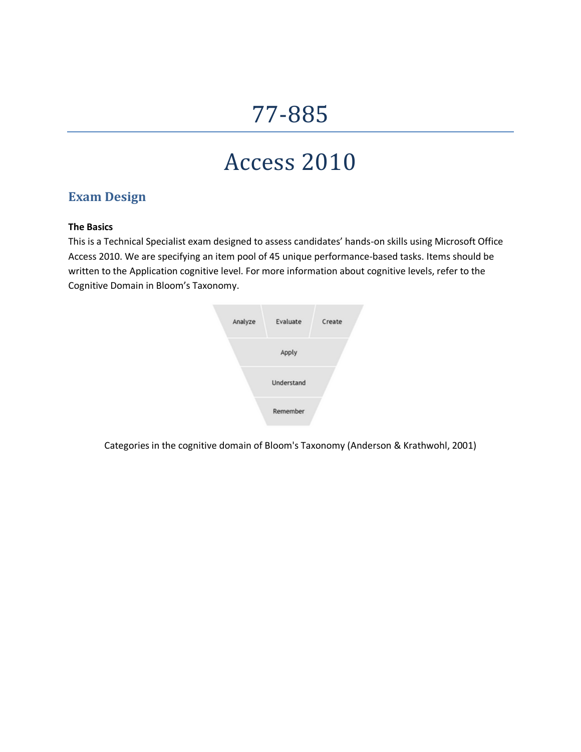# 77-885

# Access 2010

## Exam Design

**The Basics**

This is a Technical Specialist exam designed to assess candidates' hands-on skills using Microsoft Office Access 2010. We are specifying an item pool of 45 unique performance-based tasks. Items should be written to the Application cognitive level. For more information about cognitive levels, refer to the Cognitive Domain in Bloom's Taxonomy.

Analyze | Evaluate | Create

Apply

Understand

Remember

Categories in the cognitive domain of Bloom's Taxonomy (Anderson & Krathwohl, 2001)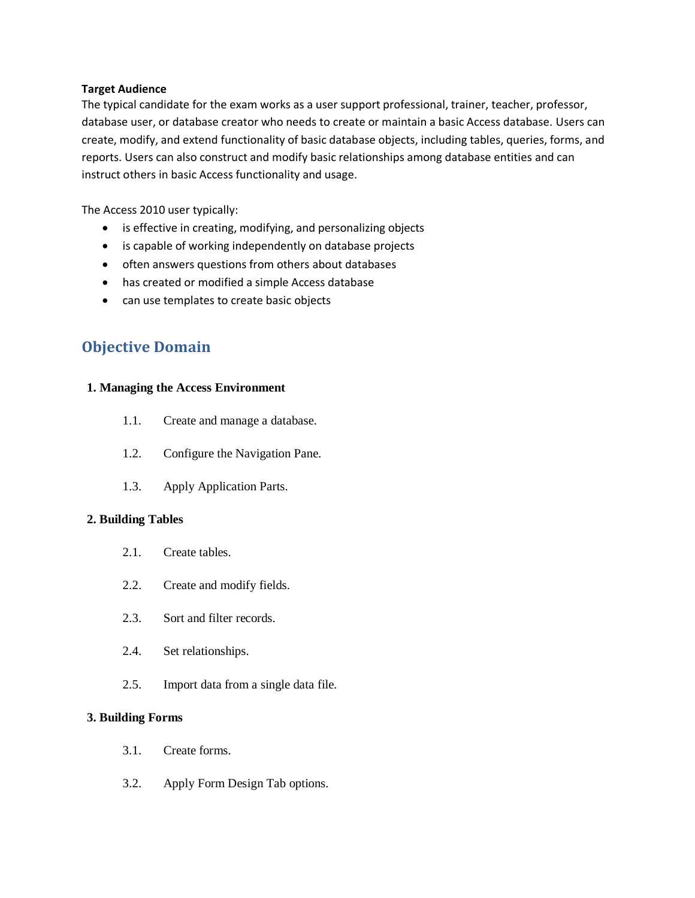**Target Audience**

The typical candidate for the exam works as a user support professional, trainer, teacher, professor, database user, or database creator who needs to create or maintain a basic Access database. Users can create, modify, and extend functionality of basic database objects, including tables, queries, forms, and reports. Users can also construct and modify basic relationships among database entities and can instruct others in basic Access functionality and usage.

The Access 2010 user typically:

- is effective in creating, modifying, and personalizing objects
- is capable of working independently on database projects
- often answers questions from others about databases
- has created or modified a simple Access database
- can use templates to create basic objects

## Objective Domain

### 1. Managing the Access Environment

- 1.1. Create and manage a database.
- 1.2. Configure the Navigation Pane.
- 1.3. Apply Application Parts.

### 2. Building Tables

- 2.1. Create tables.
- 2.2. Create and modify fields.
- 2.3. Sort and filter records.
- 2.4. Set relationships.
- 2.5. Import data from a single data file.

### 3. Building Forms

- 3.1. Create forms.
- 3.2. Apply Form Design Tab options.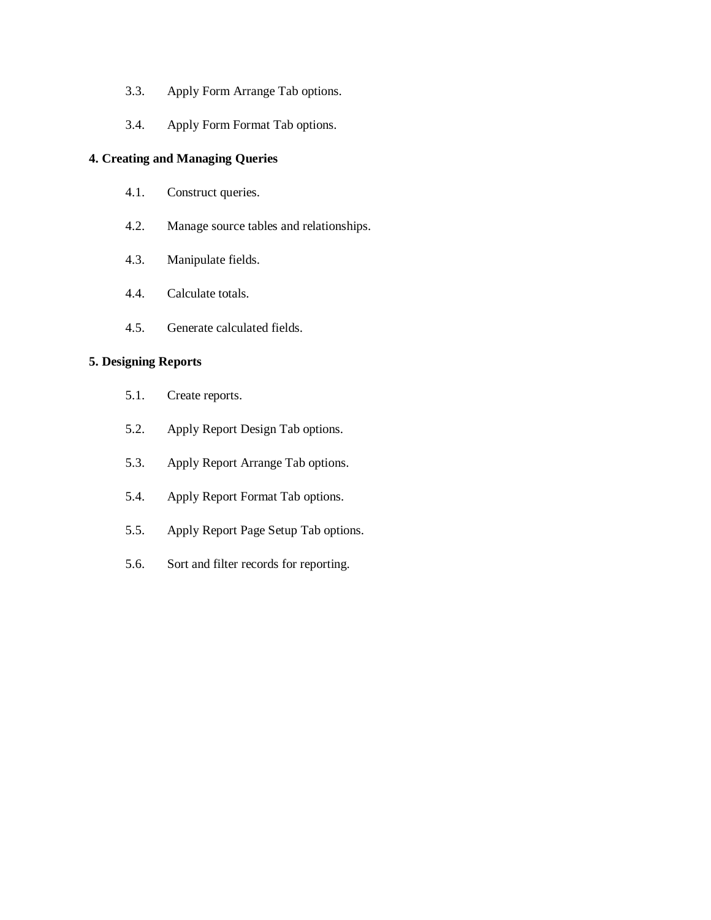3.3. Apply Form Arrange Tab options.

3.4. Apply Form Format Tab options.

**4. Creating and Managing Queries**

4.1. Construct queries.

4.2. Manage source tables and relationships.

4.3. Manipulate fields.

4.4. Calculate totals.

4.5. Generate calculated fields.

**5. Designing Reports**

5.1. Create reports.

5.2. Apply Report Design Tab options.

5.3. Apply Report Arrange Tab options.

5.4. Apply Report Format Tab options.

5.5. Apply Report Page Setup Tab options.

5.6. Sort and filter records for reporting.